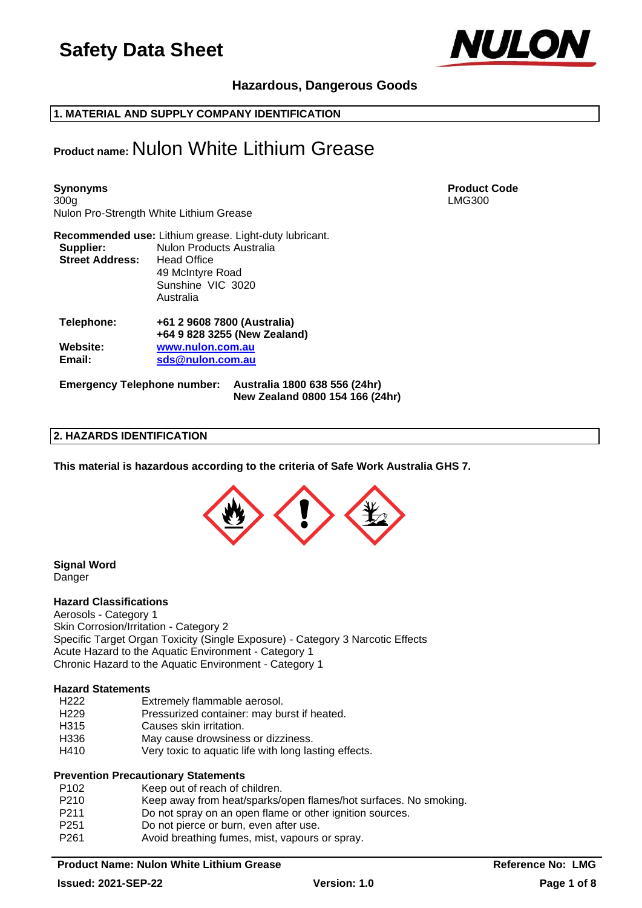# Safety Data Sheet

**Hazardous, Dangerous Goods**

## 1. MATERIAL AND SUPPLY COMPANY IDENTIFICATION

**Product name:** Nulon White Lithium Grease

**Synonyms**
300g
Nulon Pro-Strength White Lithium Grease

**Product Code**
LMG300

**Recommended use:** Lithium grease. Light-duty lubricant.

| | |
|---|---|
| **Supplier:** | Nulon Products Australia |
| **Street Address:** | Head Office<br>49 McIntyre Road<br>Sunshine VIC 3020<br>Australia |
| **Telephone:** | **+61 2 9608 7800 (Australia)**<br>**+64 9 828 3255 (New Zealand)** |
| **Website:** | **www.nulon.com.au** |
| **Email:** | **sds@nulon.com.au** |

**Emergency Telephone number:** **Australia 1800 638 556 (24hr)**
**New Zealand 0800 154 166 (24hr)**

## 2. HAZARDS IDENTIFICATION

**This material is hazardous according to the criteria of Safe Work Australia GHS 7.**

**Signal Word**
Danger

**Hazard Classifications**
Aerosols - Category 1
Skin Corrosion/Irritation - Category 2
Specific Target Organ Toxicity (Single Exposure) - Category 3 Narcotic Effects
Acute Hazard to the Aquatic Environment - Category 1
Chronic Hazard to the Aquatic Environment - Category 1

**Hazard Statements**

| | |
|---|---|
| H222 | Extremely flammable aerosol. |
| H229 | Pressurized container: may burst if heated. |
| H315 | Causes skin irritation. |
| H336 | May cause drowsiness or dizziness. |
| H410 | Very toxic to aquatic life with long lasting effects. |

**Prevention Precautionary Statements**

| | |
|---|---|
| P102 | Keep out of reach of children. |
| P210 | Keep away from heat/sparks/open flames/hot surfaces. No smoking. |
| P211 | Do not spray on an open flame or other ignition sources. |
| P251 | Do not pierce or burn, even after use. |
| P261 | Avoid breathing fumes, mist, vapours or spray. |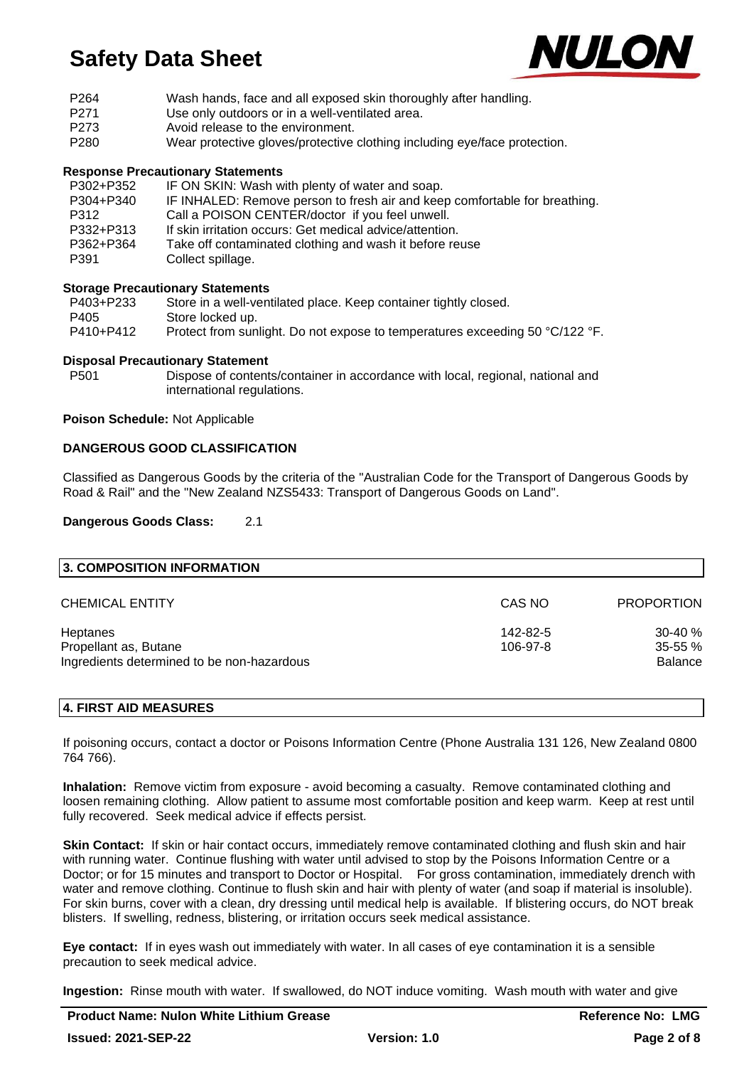| | |
|---|---|
| P264 | Wash hands, face and all exposed skin thoroughly after handling. |
| P271 | Use only outdoors or in a well-ventilated area. |
| P273 | Avoid release to the environment. |
| P280 | Wear protective gloves/protective clothing including eye/face protection. |

**Response Precautionary Statements**

| | |
|---|---|
| P302+P352 | IF ON SKIN: Wash with plenty of water and soap. |
| P304+P340 | IF INHALED: Remove person to fresh air and keep comfortable for breathing. |
| P312 | Call a POISON CENTER/doctor if you feel unwell. |
| P332+P313 | If skin irritation occurs: Get medical advice/attention. |
| P362+P364 | Take off contaminated clothing and wash it before reuse |
| P391 | Collect spillage. |

**Storage Precautionary Statements**

| | |
|---|---|
| P403+P233 | Store in a well-ventilated place. Keep container tightly closed. |
| P405 | Store locked up. |
| P410+P412 | Protect from sunlight. Do not expose to temperatures exceeding 50 °C/122 °F. |

**Disposal Precautionary Statement**

| | |
|---|---|
| P501 | Dispose of contents/container in accordance with local, regional, national and international regulations. |

**Poison Schedule:** Not Applicable

**DANGEROUS GOOD CLASSIFICATION**

Classified as Dangerous Goods by the criteria of the "Australian Code for the Transport of Dangerous Goods by Road & Rail" and the "New Zealand NZS5433: Transport of Dangerous Goods on Land".

**Dangerous Goods Class:** 2.1

## 3. COMPOSITION INFORMATION

| CHEMICAL ENTITY | CAS NO | PROPORTION |
|---|---|---|
| Heptanes | 142-82-5 | 30-40 % |
| Propellant as, Butane | 106-97-8 | 35-55 % |
| Ingredients determined to be non-hazardous | | Balance |

## 4. FIRST AID MEASURES

If poisoning occurs, contact a doctor or Poisons Information Centre (Phone Australia 131 126, New Zealand 0800 764 766).

**Inhalation:** Remove victim from exposure - avoid becoming a casualty. Remove contaminated clothing and loosen remaining clothing. Allow patient to assume most comfortable position and keep warm. Keep at rest until fully recovered. Seek medical advice if effects persist.

**Skin Contact:** If skin or hair contact occurs, immediately remove contaminated clothing and flush skin and hair with running water. Continue flushing with water until advised to stop by the Poisons Information Centre or a Doctor; or for 15 minutes and transport to Doctor or Hospital. For gross contamination, immediately drench with water and remove clothing. Continue to flush skin and hair with plenty of water (and soap if material is insoluble). For skin burns, cover with a clean, dry dressing until medical help is available. If blistering occurs, do NOT break blisters. If swelling, redness, blistering, or irritation occurs seek medical assistance.

**Eye contact:** If in eyes wash out immediately with water. In all cases of eye contamination it is a sensible precaution to seek medical advice.

**Ingestion:** Rinse mouth with water. If swallowed, do NOT induce vomiting. Wash mouth with water and give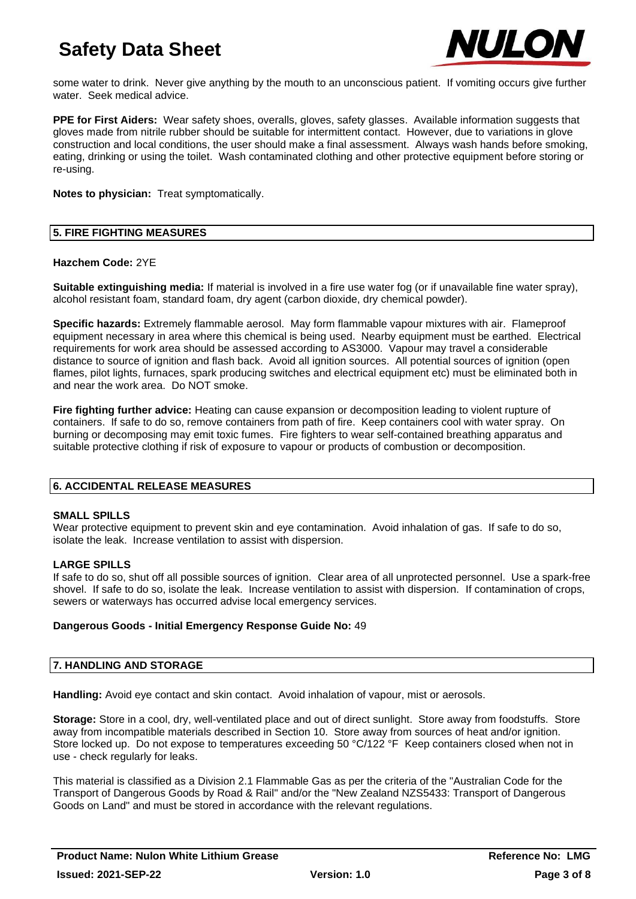some water to drink. Never give anything by the mouth to an unconscious patient. If vomiting occurs give further water. Seek medical advice.

**PPE for First Aiders:** Wear safety shoes, overalls, gloves, safety glasses. Available information suggests that gloves made from nitrile rubber should be suitable for intermittent contact. However, due to variations in glove construction and local conditions, the user should make a final assessment. Always wash hands before smoking, eating, drinking or using the toilet. Wash contaminated clothing and other protective equipment before storing or re-using.

**Notes to physician:** Treat symptomatically.

## 5. FIRE FIGHTING MEASURES

**Hazchem Code:** 2YE

**Suitable extinguishing media:** If material is involved in a fire use water fog (or if unavailable fine water spray), alcohol resistant foam, standard foam, dry agent (carbon dioxide, dry chemical powder).

**Specific hazards:** Extremely flammable aerosol. May form flammable vapour mixtures with air. Flameproof equipment necessary in area where this chemical is being used. Nearby equipment must be earthed. Electrical requirements for work area should be assessed according to AS3000. Vapour may travel a considerable distance to source of ignition and flash back. Avoid all ignition sources. All potential sources of ignition (open flames, pilot lights, furnaces, spark producing switches and electrical equipment etc) must be eliminated both in and near the work area. Do NOT smoke.

**Fire fighting further advice:** Heating can cause expansion or decomposition leading to violent rupture of containers. If safe to do so, remove containers from path of fire. Keep containers cool with water spray. On burning or decomposing may emit toxic fumes. Fire fighters to wear self-contained breathing apparatus and suitable protective clothing if risk of exposure to vapour or products of combustion or decomposition.

## 6. ACCIDENTAL RELEASE MEASURES

**SMALL SPILLS**
Wear protective equipment to prevent skin and eye contamination. Avoid inhalation of gas. If safe to do so, isolate the leak. Increase ventilation to assist with dispersion.

**LARGE SPILLS**
If safe to do so, shut off all possible sources of ignition. Clear area of all unprotected personnel. Use a spark-free shovel. If safe to do so, isolate the leak. Increase ventilation to assist with dispersion. If contamination of crops, sewers or waterways has occurred advise local emergency services.

**Dangerous Goods - Initial Emergency Response Guide No:** 49

## 7. HANDLING AND STORAGE

**Handling:** Avoid eye contact and skin contact. Avoid inhalation of vapour, mist or aerosols.

**Storage:** Store in a cool, dry, well-ventilated place and out of direct sunlight. Store away from foodstuffs. Store away from incompatible materials described in Section 10. Store away from sources of heat and/or ignition. Store locked up. Do not expose to temperatures exceeding 50 °C/122 °F Keep containers closed when not in use - check regularly for leaks.

This material is classified as a Division 2.1 Flammable Gas as per the criteria of the "Australian Code for the Transport of Dangerous Goods by Road & Rail" and/or the "New Zealand NZS5433: Transport of Dangerous Goods on Land" and must be stored in accordance with the relevant regulations.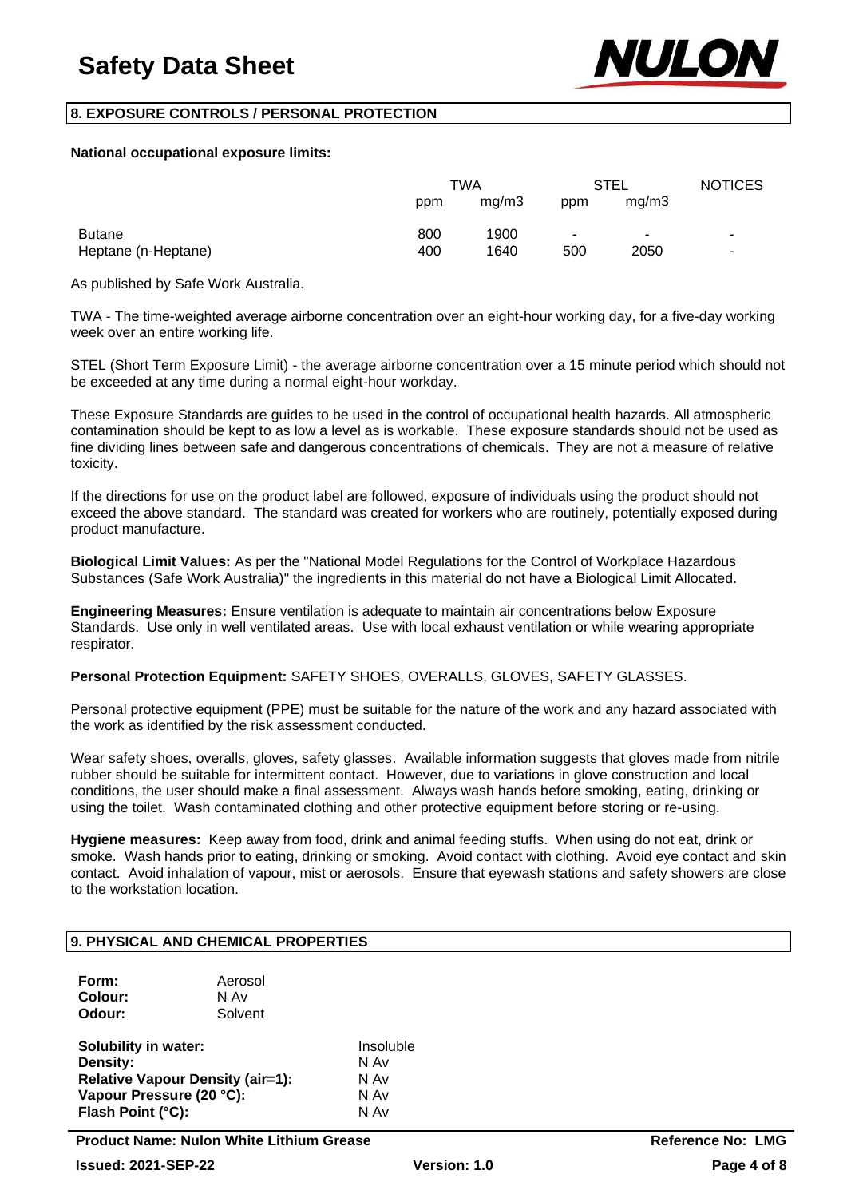## 8. EXPOSURE CONTROLS / PERSONAL PROTECTION

**National occupational exposure limits:**

| | TWA | | STEL | | NOTICES |
|---|---|---|---|---|---|
| | ppm | mg/m3 | ppm | mg/m3 | |
| Butane | 800 | 1900 | - | - | - |
| Heptane (n-Heptane) | 400 | 1640 | 500 | 2050 | - |

As published by Safe Work Australia.

TWA - The time-weighted average airborne concentration over an eight-hour working day, for a five-day working week over an entire working life.

STEL (Short Term Exposure Limit) - the average airborne concentration over a 15 minute period which should not be exceeded at any time during a normal eight-hour workday.

These Exposure Standards are guides to be used in the control of occupational health hazards. All atmospheric contamination should be kept to as low a level as is workable. These exposure standards should not be used as fine dividing lines between safe and dangerous concentrations of chemicals. They are not a measure of relative toxicity.

If the directions for use on the product label are followed, exposure of individuals using the product should not exceed the above standard. The standard was created for workers who are routinely, potentially exposed during product manufacture.

**Biological Limit Values:** As per the "National Model Regulations for the Control of Workplace Hazardous Substances (Safe Work Australia)" the ingredients in this material do not have a Biological Limit Allocated.

**Engineering Measures:** Ensure ventilation is adequate to maintain air concentrations below Exposure Standards. Use only in well ventilated areas. Use with local exhaust ventilation or while wearing appropriate respirator.

**Personal Protection Equipment:** SAFETY SHOES, OVERALLS, GLOVES, SAFETY GLASSES.

Personal protective equipment (PPE) must be suitable for the nature of the work and any hazard associated with the work as identified by the risk assessment conducted.

Wear safety shoes, overalls, gloves, safety glasses. Available information suggests that gloves made from nitrile rubber should be suitable for intermittent contact. However, due to variations in glove construction and local conditions, the user should make a final assessment. Always wash hands before smoking, eating, drinking or using the toilet. Wash contaminated clothing and other protective equipment before storing or re-using.

**Hygiene measures:** Keep away from food, drink and animal feeding stuffs. When using do not eat, drink or smoke. Wash hands prior to eating, drinking or smoking. Avoid contact with clothing. Avoid eye contact and skin contact. Avoid inhalation of vapour, mist or aerosols. Ensure that eyewash stations and safety showers are close to the workstation location.

## 9. PHYSICAL AND CHEMICAL PROPERTIES

**Form:** Aerosol
**Colour:** N Av
**Odour:** Solvent

**Solubility in water:** Insoluble
**Density:** N Av
**Relative Vapour Density (air=1):** N Av
**Vapour Pressure (20 °C):** N Av
**Flash Point (°C):** N Av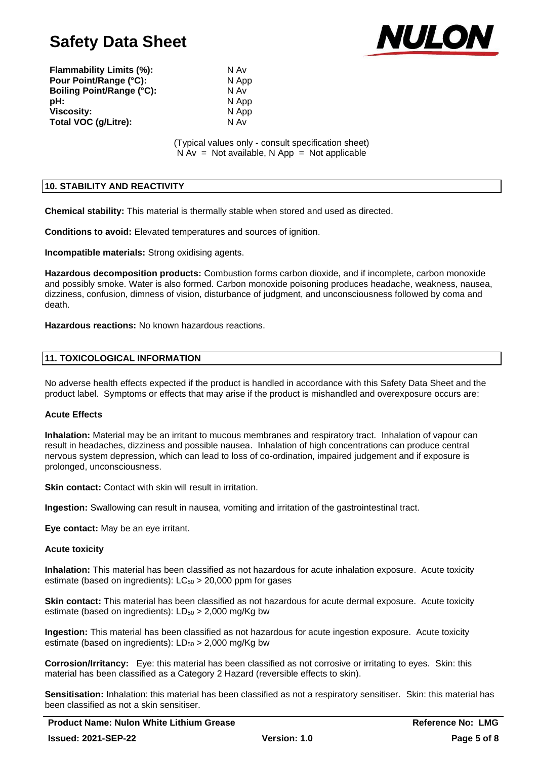| | |
|---|---|
| **Flammability Limits (%):** | N Av |
| **Pour Point/Range (°C):** | N App |
| **Boiling Point/Range (°C):** | N Av |
| **pH:** | N App |
| **Viscosity:** | N App |
| **Total VOC (g/Litre):** | N Av |

(Typical values only - consult specification sheet)
N Av = Not available, N App = Not applicable

## 10. STABILITY AND REACTIVITY

**Chemical stability:** This material is thermally stable when stored and used as directed.

**Conditions to avoid:** Elevated temperatures and sources of ignition.

**Incompatible materials:** Strong oxidising agents.

**Hazardous decomposition products:** Combustion forms carbon dioxide, and if incomplete, carbon monoxide and possibly smoke. Water is also formed. Carbon monoxide poisoning produces headache, weakness, nausea, dizziness, confusion, dimness of vision, disturbance of judgment, and unconsciousness followed by coma and death.

**Hazardous reactions:** No known hazardous reactions.

## 11. TOXICOLOGICAL INFORMATION

No adverse health effects expected if the product is handled in accordance with this Safety Data Sheet and the product label. Symptoms or effects that may arise if the product is mishandled and overexposure occurs are:

### Acute Effects

**Inhalation:** Material may be an irritant to mucous membranes and respiratory tract. Inhalation of vapour can result in headaches, dizziness and possible nausea. Inhalation of high concentrations can produce central nervous system depression, which can lead to loss of co-ordination, impaired judgement and if exposure is prolonged, unconsciousness.

**Skin contact:** Contact with skin will result in irritation.

**Ingestion:** Swallowing can result in nausea, vomiting and irritation of the gastrointestinal tract.

**Eye contact:** May be an eye irritant.

### Acute toxicity

**Inhalation:** This material has been classified as not hazardous for acute inhalation exposure. Acute toxicity estimate (based on ingredients): $LC_{50}$ > 20,000 ppm for gases

**Skin contact:** This material has been classified as not hazardous for acute dermal exposure. Acute toxicity estimate (based on ingredients): $LD_{50}$ > 2,000 mg/Kg bw

**Ingestion:** This material has been classified as not hazardous for acute ingestion exposure. Acute toxicity estimate (based on ingredients): $LD_{50}$ > 2,000 mg/Kg bw

**Corrosion/Irritancy:** Eye: this material has been classified as not corrosive or irritating to eyes. Skin: this material has been classified as a Category 2 Hazard (reversible effects to skin).

**Sensitisation:** Inhalation: this material has been classified as not a respiratory sensitiser. Skin: this material has been classified as not a skin sensitiser.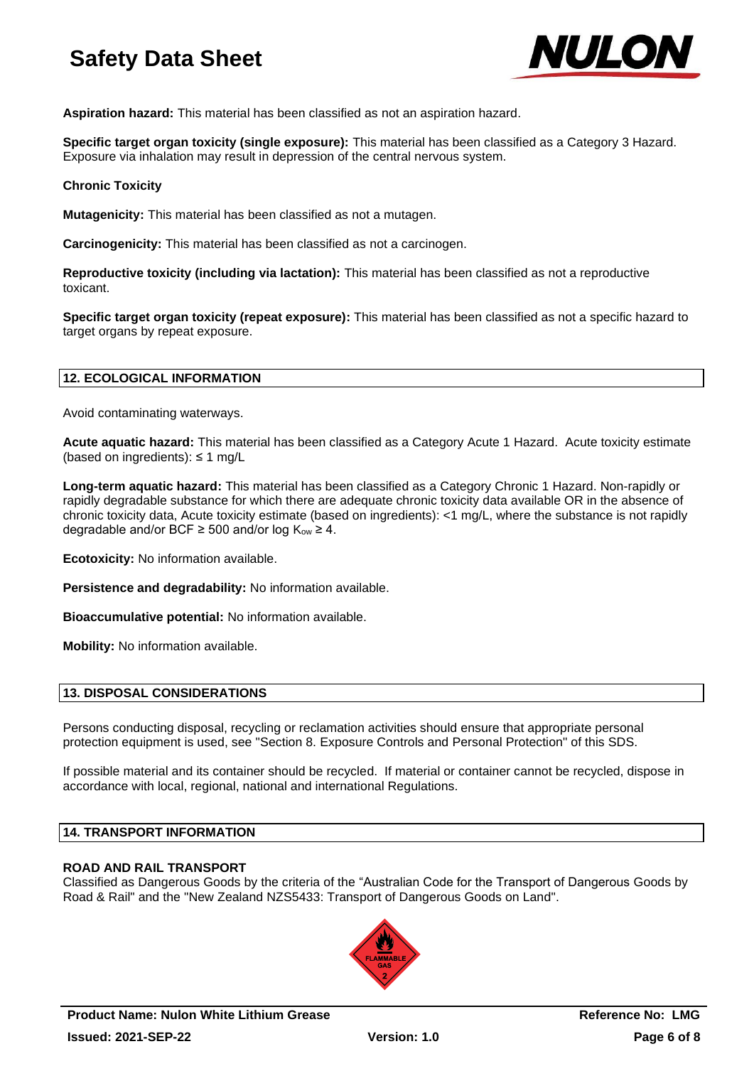**Aspiration hazard:** This material has been classified as not an aspiration hazard.

**Specific target organ toxicity (single exposure):** This material has been classified as a Category 3 Hazard. Exposure via inhalation may result in depression of the central nervous system.

**Chronic Toxicity**

**Mutagenicity:** This material has been classified as not a mutagen.

**Carcinogenicity:** This material has been classified as not a carcinogen.

**Reproductive toxicity (including via lactation):** This material has been classified as not a reproductive toxicant.

**Specific target organ toxicity (repeat exposure):** This material has been classified as not a specific hazard to target organs by repeat exposure.

## 12. ECOLOGICAL INFORMATION

Avoid contaminating waterways.

**Acute aquatic hazard:** This material has been classified as a Category Acute 1 Hazard. Acute toxicity estimate (based on ingredients): ≤ 1 mg/L

**Long-term aquatic hazard:** This material has been classified as a Category Chronic 1 Hazard. Non-rapidly or rapidly degradable substance for which there are adequate chronic toxicity data available OR in the absence of chronic toxicity data, Acute toxicity estimate (based on ingredients): <1 mg/L, where the substance is not rapidly degradable and/or BCF ≥ 500 and/or log $K_{ow}$ ≥ 4.

**Ecotoxicity:** No information available.

**Persistence and degradability:** No information available.

**Bioaccumulative potential:** No information available.

**Mobility:** No information available.

## 13. DISPOSAL CONSIDERATIONS

Persons conducting disposal, recycling or reclamation activities should ensure that appropriate personal protection equipment is used, see "Section 8. Exposure Controls and Personal Protection" of this SDS.

If possible material and its container should be recycled. If material or container cannot be recycled, dispose in accordance with local, regional, national and international Regulations.

## 14. TRANSPORT INFORMATION

**ROAD AND RAIL TRANSPORT**

Classified as Dangerous Goods by the criteria of the "Australian Code for the Transport of Dangerous Goods by Road & Rail" and the "New Zealand NZS5433: Transport of Dangerous Goods on Land".

FLAMMABLE GAS 2

**Product Name: Nulon White Lithium Grease** **Reference No: LMG**

**Issued: 2021-SEP-22** **Version: 1.0**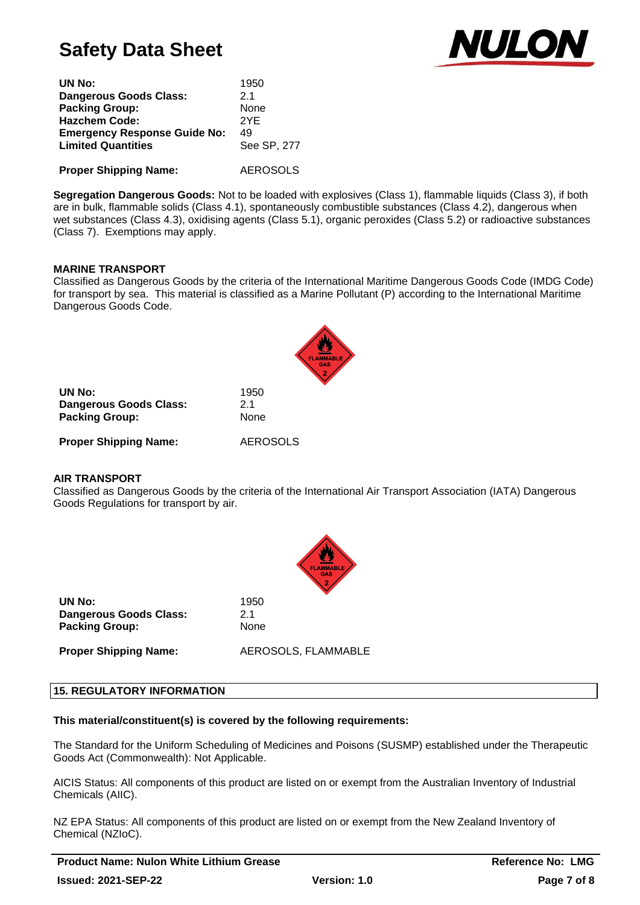| | |
|---|---|
| **UN No:** | 1950 |
| **Dangerous Goods Class:** | 2.1 |
| **Packing Group:** | None |
| **Hazchem Code:** | 2YE |
| **Emergency Response Guide No:** | 49 |
| **Limited Quantities** | See SP, 277 |

**Proper Shipping Name:** AEROSOLS

**Segregation Dangerous Goods:** Not to be loaded with explosives (Class 1), flammable liquids (Class 3), if both are in bulk, flammable solids (Class 4.1), spontaneously combustible substances (Class 4.2), dangerous when wet substances (Class 4.3), oxidising agents (Class 5.1), organic peroxides (Class 5.2) or radioactive substances (Class 7). Exemptions may apply.

**MARINE TRANSPORT**

Classified as Dangerous Goods by the criteria of the International Maritime Dangerous Goods Code (IMDG Code) for transport by sea. This material is classified as a Marine Pollutant (P) according to the International Maritime Dangerous Goods Code.

| | |
|---|---|
| **UN No:** | 1950 |
| **Dangerous Goods Class:** | 2.1 |
| **Packing Group:** | None |

**Proper Shipping Name:** AEROSOLS

**AIR TRANSPORT**

Classified as Dangerous Goods by the criteria of the International Air Transport Association (IATA) Dangerous Goods Regulations for transport by air.

| | |
|---|---|
| **UN No:** | 1950 |
| **Dangerous Goods Class:** | 2.1 |
| **Packing Group:** | None |

**Proper Shipping Name:** AEROSOLS, FLAMMABLE

## 15. REGULATORY INFORMATION

**This material/constituent(s) is covered by the following requirements:**

The Standard for the Uniform Scheduling of Medicines and Poisons (SUSMP) established under the Therapeutic Goods Act (Commonwealth): Not Applicable.

AICIS Status: All components of this product are listed on or exempt from the Australian Inventory of Industrial Chemicals (AIIC).

NZ EPA Status: All components of this product are listed on or exempt from the New Zealand Inventory of Chemical (NZIoC).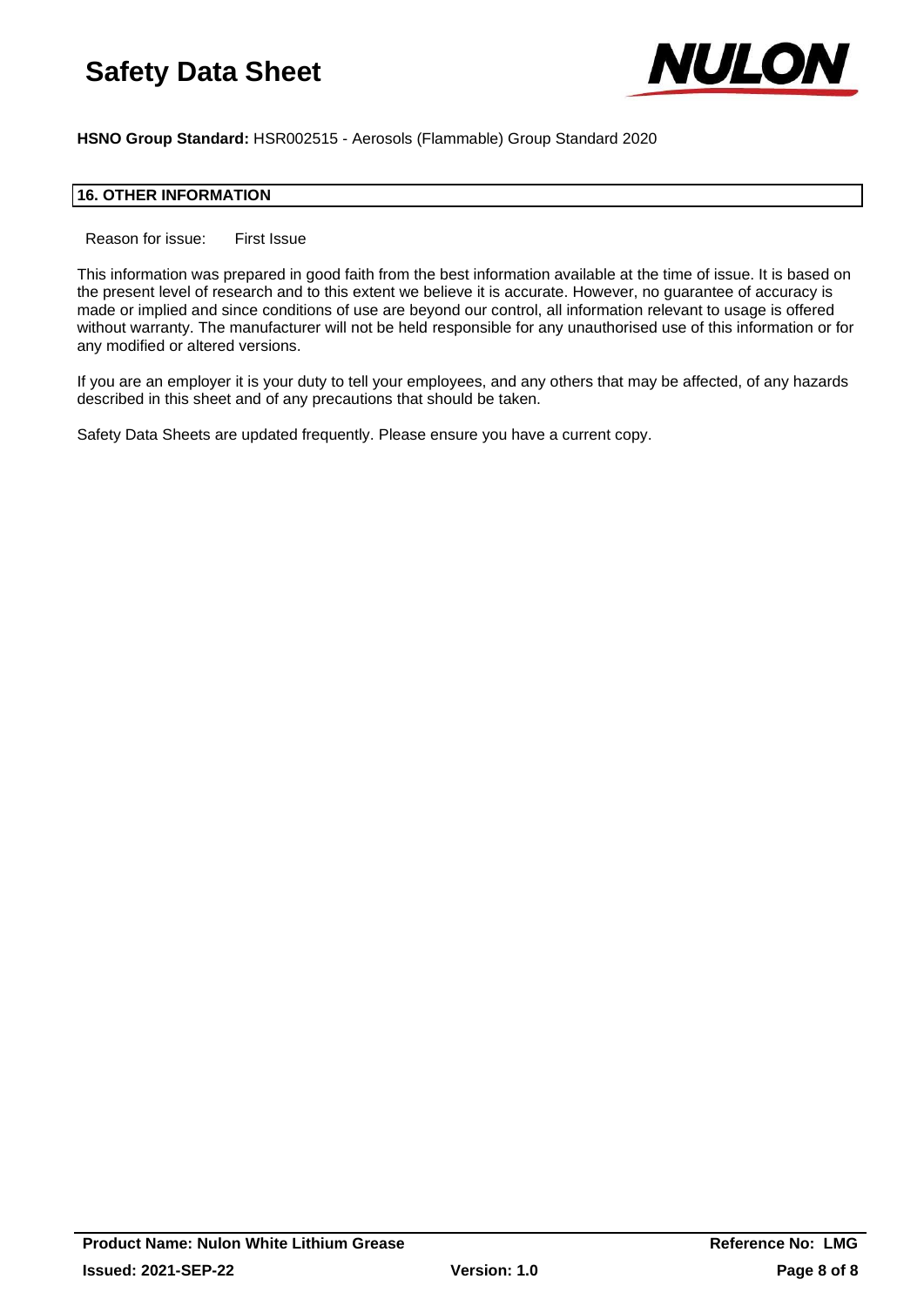**HSNO Group Standard:** HSR002515 - Aerosols (Flammable) Group Standard 2020

## 16. OTHER INFORMATION

Reason for issue: First Issue

This information was prepared in good faith from the best information available at the time of issue. It is based on the present level of research and to this extent we believe it is accurate. However, no guarantee of accuracy is made or implied and since conditions of use are beyond our control, all information relevant to usage is offered without warranty. The manufacturer will not be held responsible for any unauthorised use of this information or for any modified or altered versions.

If you are an employer it is your duty to tell your employees, and any others that may be affected, of any hazards described in this sheet and of any precautions that should be taken.

Safety Data Sheets are updated frequently. Please ensure you have a current copy.